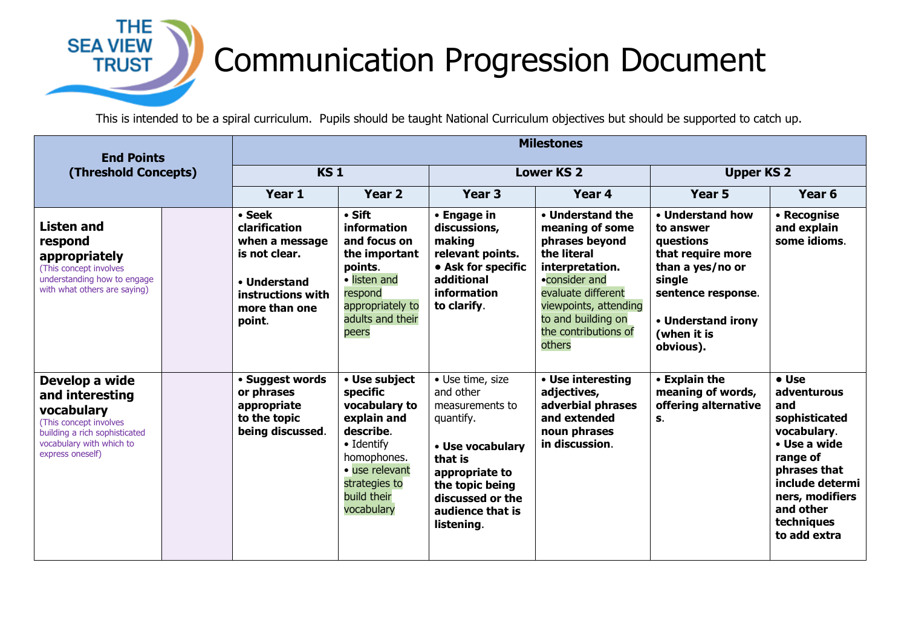# Communication Progression Document

THE SEA VIEW TRUST

This is intended to be a spiral curriculum. Pupils should be taught National Curriculum objectives but should be supported to catch up.

| End Points (Threshold Concepts) | | Milestones | | | | | |
|---|---|---|---|---|---|---|---|
| | | KS 1 | | Lower KS 2 | | Upper KS 2 | |
| | | Year 1 | Year 2 | Year 3 | Year 4 | Year 5 | Year 6 |
| **Listen and respond appropriately** (This concept involves understanding how to engage with what others are saying) | | **• Seek clarification when a message is not clear.** **• Understand instructions with more than one point.** | **• Sift information and focus on the important points.** • listen and respond appropriately to adults and their peers | **• Engage in discussions, making relevant points.** **• Ask for specific additional information to clarify.** | **• Understand the meaning of some phrases beyond the literal interpretation.** •consider and evaluate different viewpoints, attending to and building on the contributions of others | **• Understand how to answer questions that require more than a yes/no or single sentence response.** **• Understand irony (when it is obvious).** | **• Recognise and explain some idioms.** |
| **Develop a wide and interesting vocabulary** (This concept involves building a rich sophisticated vocabulary with which to express oneself) | | **• Suggest words or phrases appropriate to the topic being discussed.** | **• Use subject specific vocabulary to explain and describe.** • Identify homophones. • use relevant strategies to build their vocabulary | • Use time, size and other measurements to quantify. **• Use vocabulary that is appropriate to the topic being discussed or the audience that is listening.** | **• Use interesting adjectives, adverbial phrases and extended noun phrases in discussion.** | **• Explain the meaning of words, offering alternatives.** | **• Use adventurous and sophisticated vocabulary.** **• Use a wide range of phrases that include determiners, modifiers and other techniques to add extra** |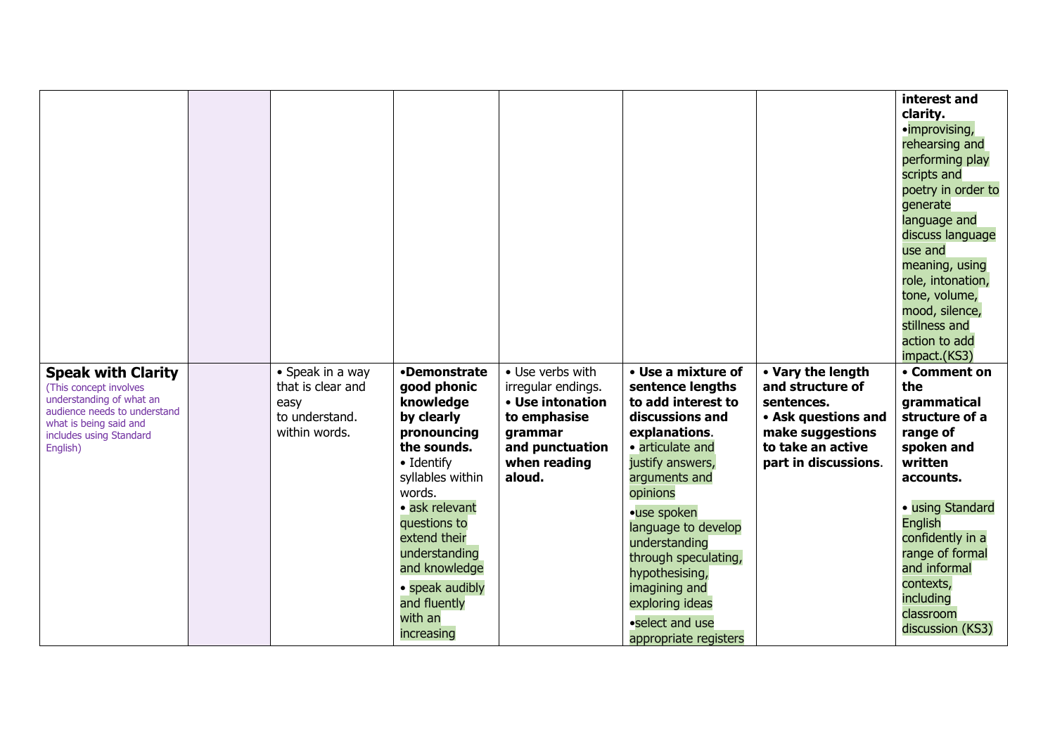| | | | | | | | |
|---|---|---|---|---|---|---|---|
| | | | | | | | **interest and clarity.** •improvising, rehearsing and performing play scripts and poetry in order to generate language and discuss language use and meaning, using role, intonation, tone, volume, mood, silence, stillness and action to add impact.(KS3) |
| **Speak with Clarity** (This concept involves understanding of what an audience needs to understand what is being said and includes using Standard English) | | • Speak in a way that is clear and easy to understand. within words. | •**Demonstrate good phonic knowledge by clearly pronouncing the sounds.** • Identify syllables within words. • ask relevant questions to extend their understanding and knowledge • speak audibly and fluently with an increasing | • Use verbs with irregular endings. • **Use intonation to emphasise grammar and punctuation when reading aloud.** | • **Use a mixture of sentence lengths to add interest to discussions and explanations**. • articulate and justify answers, arguments and opinions •use spoken language to develop understanding through speculating, hypothesising, imagining and exploring ideas •select and use appropriate registers | • **Vary the length and structure of sentences.** • **Ask questions and make suggestions to take an active part in discussions**. | • **Comment on the grammatical structure of a range of spoken and written accounts.** • using Standard English confidently in a range of formal and informal contexts, including classroom discussion (KS3) |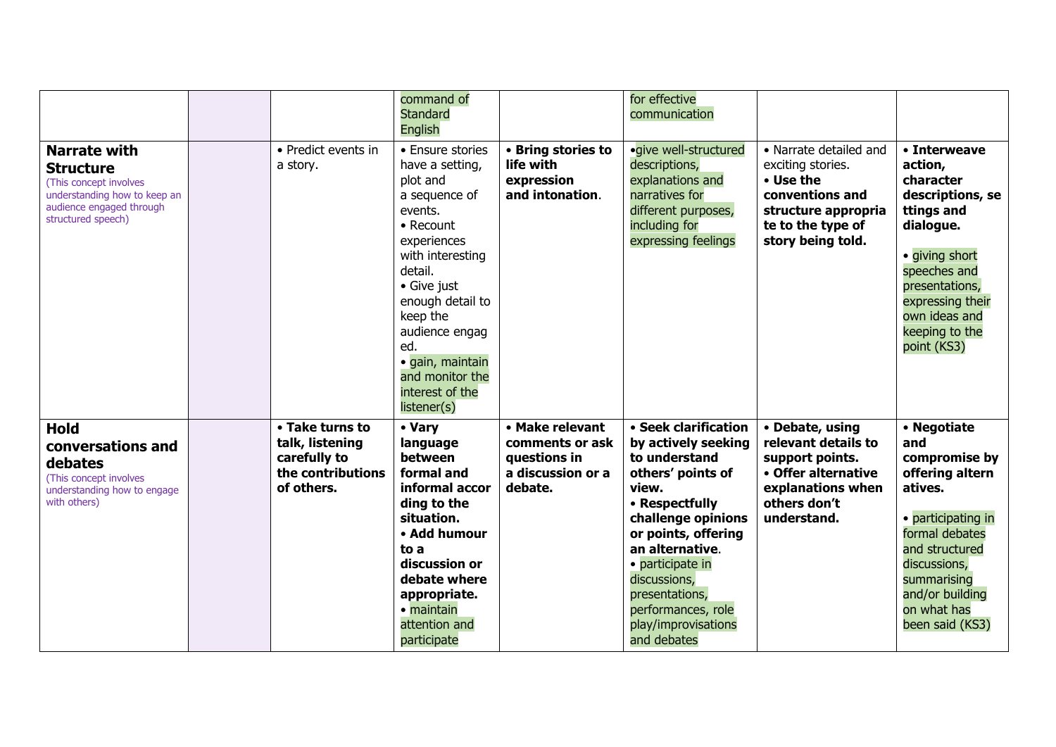| | | | | | | | |
|---|---|---|---|---|---|---|---|
| | | | command of Standard English | | for effective communication | | |
| **Narrate with Structure** (This concept involves understanding how to keep an audience engaged through structured speech) | | • Predict events in a story. | • Ensure stories have a setting, plot and a sequence of events. • Recount experiences with interesting detail. • Give just enough detail to keep the audience engaged. • gain, maintain and monitor the interest of the listener(s) | **• Bring stories to life with expression and intonation**. | •give well-structured descriptions, explanations and narratives for different purposes, including for expressing feelings | • Narrate detailed and exciting stories. **• Use the conventions and structure appropriate to the type of story being told.** | **• Interweave action, character descriptions, settings and dialogue.** • giving short speeches and presentations, expressing their own ideas and keeping to the point (KS3) |
| **Hold conversations and debates** (This concept involves understanding how to engage with others) | | **• Take turns to talk, listening carefully to the contributions of others.** | **• Vary language between formal and informal according to the situation. • Add humour to a discussion or debate where appropriate.** • maintain attention and participate | **• Make relevant comments or ask questions in a discussion or a debate.** | **• Seek clarification by actively seeking to understand others' points of view. • Respectfully challenge opinions or points, offering an alternative**. • participate in discussions, presentations, performances, role play/improvisations and debates | **• Debate, using relevant details to support points. • Offer alternative explanations when others don't understand.** | **• Negotiate and compromise by offering alternatives.** • participating in formal debates and structured discussions, summarising and/or building on what has been said (KS3) |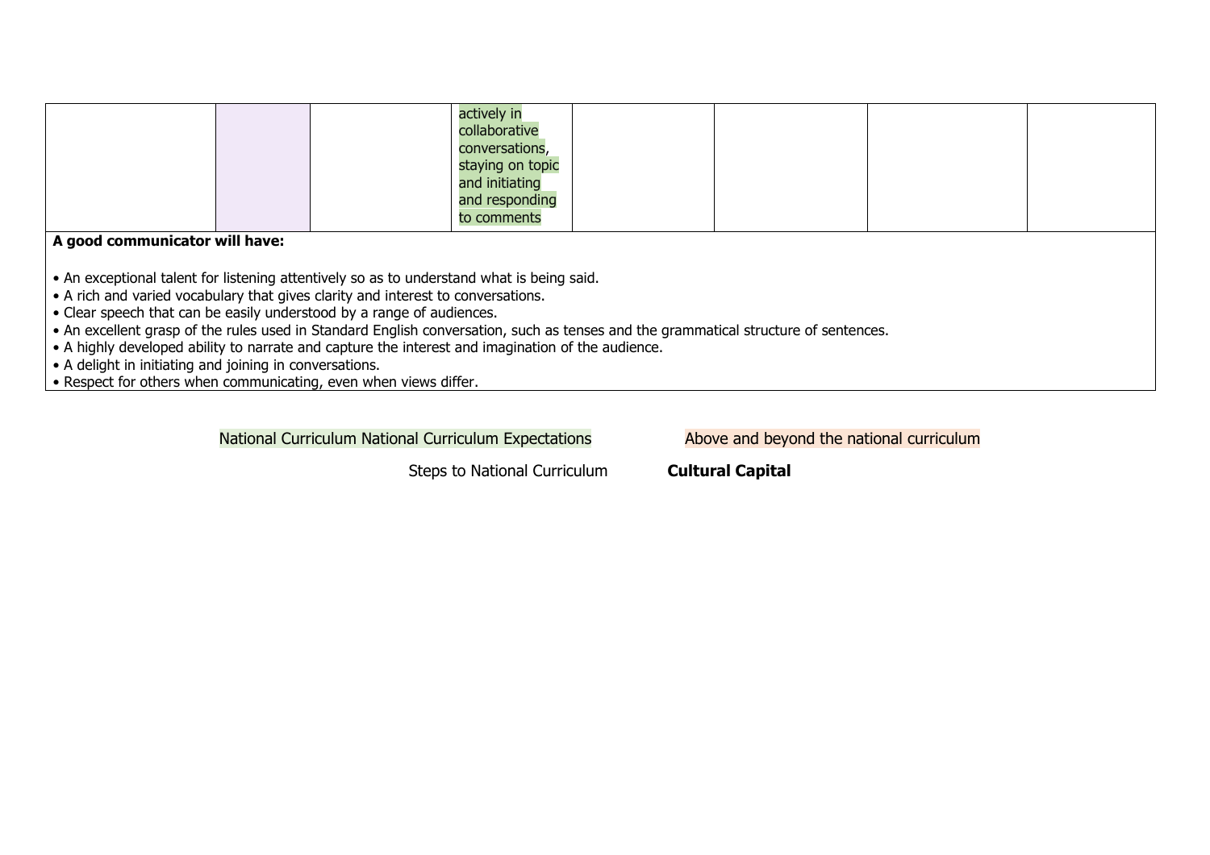| | | | | | | | |
|---|---|---|---|---|---|---|---|
| | | | actively in collaborative conversations, staying on topic and initiating and responding to comments | | | | |

**A good communicator will have:**

- An exceptional talent for listening attentively so as to understand what is being said.
- A rich and varied vocabulary that gives clarity and interest to conversations.
- Clear speech that can be easily understood by a range of audiences.
- An excellent grasp of the rules used in Standard English conversation, such as tenses and the grammatical structure of sentences.
- A highly developed ability to narrate and capture the interest and imagination of the audience.
- A delight in initiating and joining in conversations.
- Respect for others when communicating, even when views differ.

National Curriculum National Curriculum Expectations

Above and beyond the national curriculum

Steps to National Curriculum

**Cultural Capital**